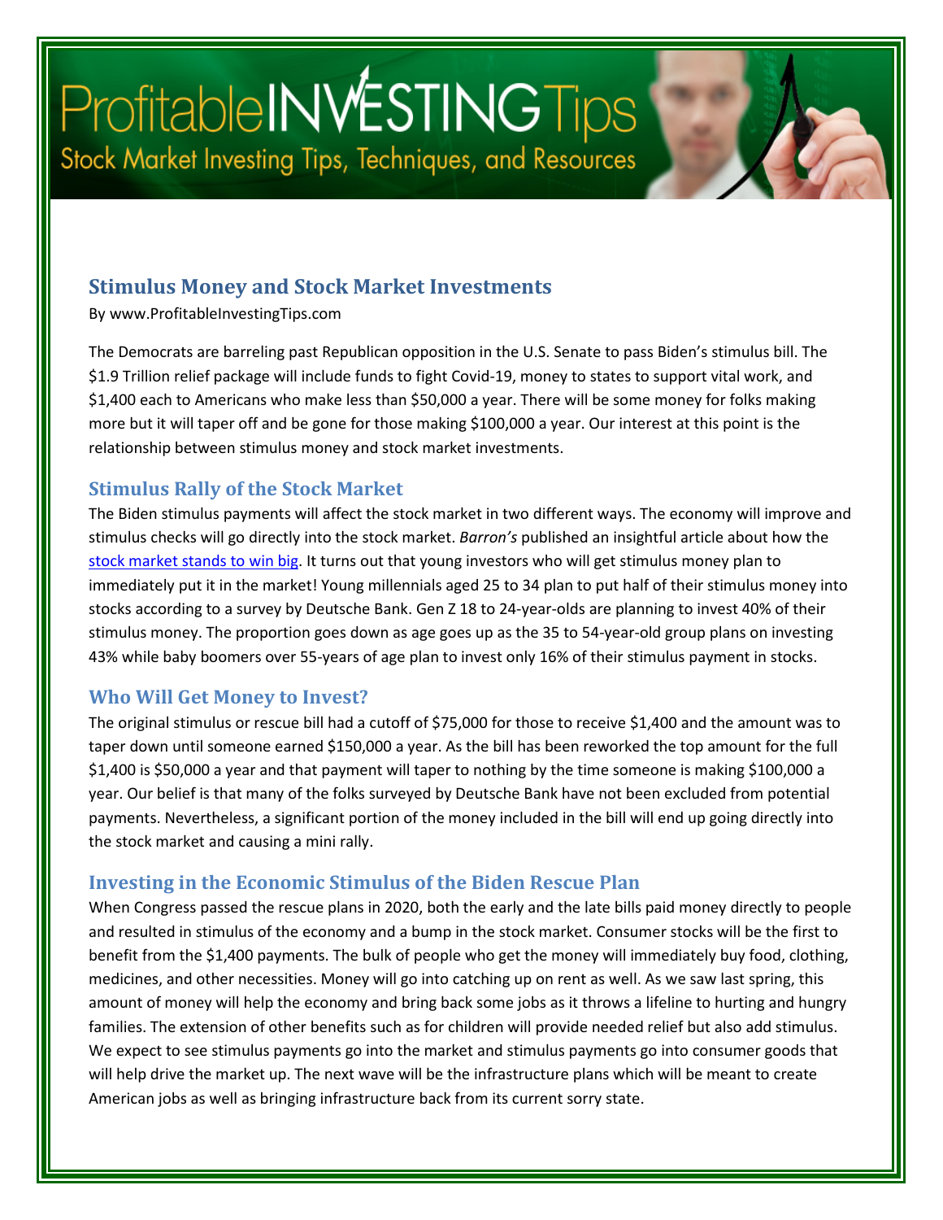# ProfitableINVESTINGTips

Stock Market Investing Tips, Techniques, and Resources

## Stimulus Money and Stock Market Investments

By www.ProfitableInvestingTips.com

The Democrats are barreling past Republican opposition in the U.S. Senate to pass Biden's stimulus bill. The $1.9 Trillion relief package will include funds to fight Covid-19, money to states to support vital work, and $1,400 each to Americans who make less than $50,000 a year. There will be some money for folks making more but it will taper off and be gone for those making $100,000 a year. Our interest at this point is the relationship between stimulus money and stock market investments.

### Stimulus Rally of the Stock Market

The Biden stimulus payments will affect the stock market in two different ways. The economy will improve and stimulus checks will go directly into the stock market. *Barron's* published an insightful article about how the stock market stands to win big. It turns out that young investors who will get stimulus money plan to immediately put it in the market! Young millennials aged 25 to 34 plan to put half of their stimulus money into stocks according to a survey by Deutsche Bank. Gen Z 18 to 24-year-olds are planning to invest 40% of their stimulus money. The proportion goes down as age goes up as the 35 to 54-year-old group plans on investing 43% while baby boomers over 55-years of age plan to invest only 16% of their stimulus payment in stocks.

### Who Will Get Money to Invest?

The original stimulus or rescue bill had a cutoff of $75,000 for those to receive $1,400 and the amount was to taper down until someone earned $150,000 a year. As the bill has been reworked the top amount for the full $1,400 is $50,000 a year and that payment will taper to nothing by the time someone is making $100,000 a year. Our belief is that many of the folks surveyed by Deutsche Bank have not been excluded from potential payments. Nevertheless, a significant portion of the money included in the bill will end up going directly into the stock market and causing a mini rally.

### Investing in the Economic Stimulus of the Biden Rescue Plan

When Congress passed the rescue plans in 2020, both the early and the late bills paid money directly to people and resulted in stimulus of the economy and a bump in the stock market. Consumer stocks will be the first to benefit from the $1,400 payments. The bulk of people who get the money will immediately buy food, clothing, medicines, and other necessities. Money will go into catching up on rent as well. As we saw last spring, this amount of money will help the economy and bring back some jobs as it throws a lifeline to hurting and hungry families. The extension of other benefits such as for children will provide needed relief but also add stimulus. We expect to see stimulus payments go into the market and stimulus payments go into consumer goods that will help drive the market up. The next wave will be the infrastructure plans which will be meant to create American jobs as well as bringing infrastructure back from its current sorry state.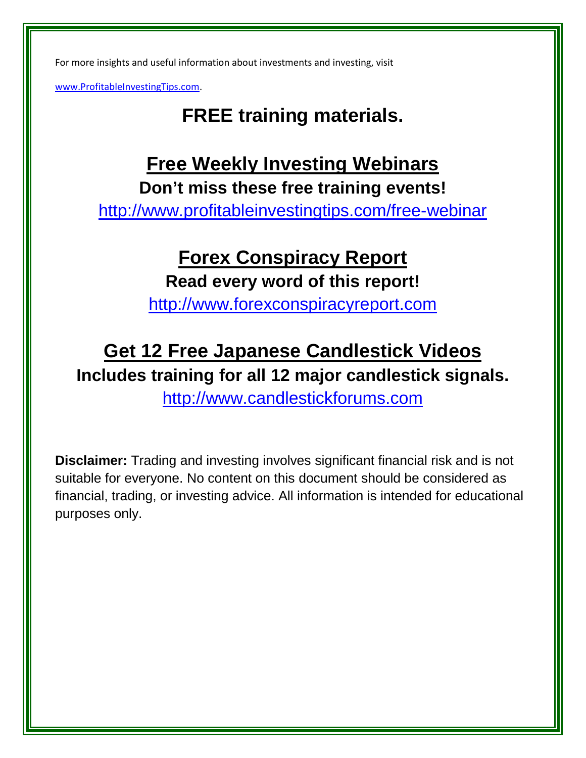For more insights and useful information about investments and investing, visit

www.ProfitableInvestingTips.com.

# FREE training materials.

## Free Weekly Investing Webinars

**Don't miss these free training events!**

http://www.profitableinvestingtips.com/free-webinar

## Forex Conspiracy Report

**Read every word of this report!**

http://www.forexconspiracyreport.com

## Get 12 Free Japanese Candlestick Videos

**Includes training for all 12 major candlestick signals.**

http://www.candlestickforums.com

**Disclaimer:** Trading and investing involves significant financial risk and is not suitable for everyone. No content on this document should be considered as financial, trading, or investing advice. All information is intended for educational purposes only.